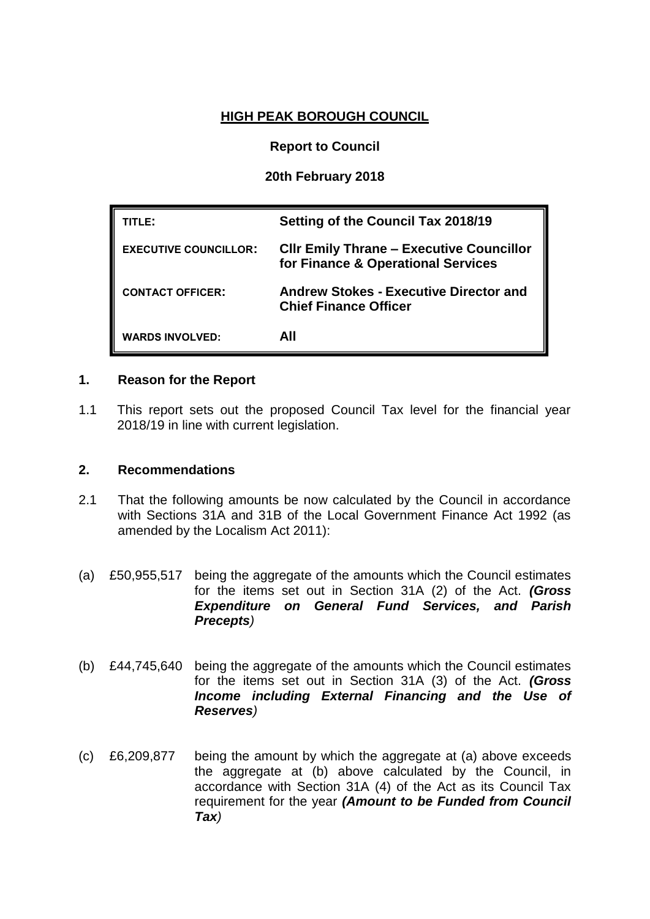**HIGH PEAK BOROUGH COUNCIL**

**Report to Council**

**20th February 2018**

| | |
|---|---|
| **TITLE:** | **Setting of the Council Tax 2018/19** |
| **EXECUTIVE COUNCILLOR:** | **Cllr Emily Thrane – Executive Councillor for Finance & Operational Services** |
| **CONTACT OFFICER:** | **Andrew Stokes - Executive Director and Chief Finance Officer** |
| **WARDS INVOLVED:** | **All** |

## 1. Reason for the Report

1.1 This report sets out the proposed Council Tax level for the financial year 2018/19 in line with current legislation.

## 2. Recommendations

2.1 That the following amounts be now calculated by the Council in accordance with Sections 31A and 31B of the Local Government Finance Act 1992 (as amended by the Localism Act 2011):

(a) £50,955,517 being the aggregate of the amounts which the Council estimates for the items set out in Section 31A (2) of the Act. ***(Gross Expenditure on General Fund Services, and Parish Precepts)***

(b) £44,745,640 being the aggregate of the amounts which the Council estimates for the items set out in Section 31A (3) of the Act. ***(Gross Income including External Financing and the Use of Reserves)***

(c) £6,209,877 being the amount by which the aggregate at (a) above exceeds the aggregate at (b) above calculated by the Council, in accordance with Section 31A (4) of the Act as its Council Tax requirement for the year ***(Amount to be Funded from Council Tax)***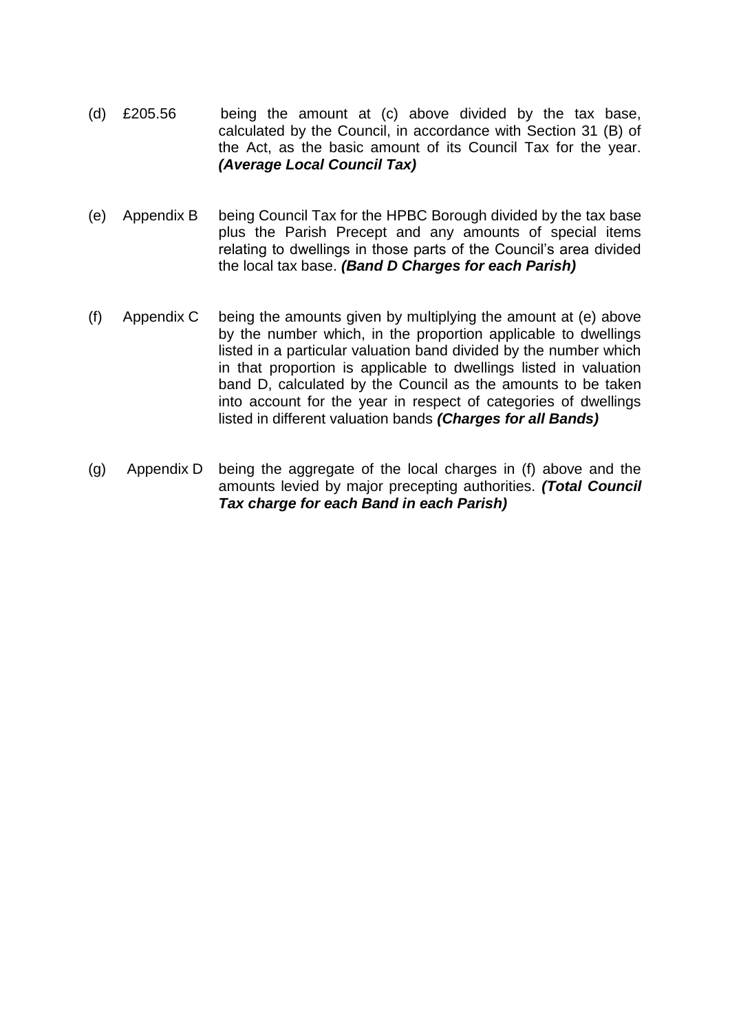(d) £205.56 being the amount at (c) above divided by the tax base, calculated by the Council, in accordance with Section 31 (B) of the Act, as the basic amount of its Council Tax for the year. ***(Average Local Council Tax)***

(e) Appendix B being Council Tax for the HPBC Borough divided by the tax base plus the Parish Precept and any amounts of special items relating to dwellings in those parts of the Council's area divided the local tax base. ***(Band D Charges for each Parish)***

(f) Appendix C being the amounts given by multiplying the amount at (e) above by the number which, in the proportion applicable to dwellings listed in a particular valuation band divided by the number which in that proportion is applicable to dwellings listed in valuation band D, calculated by the Council as the amounts to be taken into account for the year in respect of categories of dwellings listed in different valuation bands ***(Charges for all Bands)***

(g) Appendix D being the aggregate of the local charges in (f) above and the amounts levied by major precepting authorities. ***(Total Council Tax charge for each Band in each Parish)***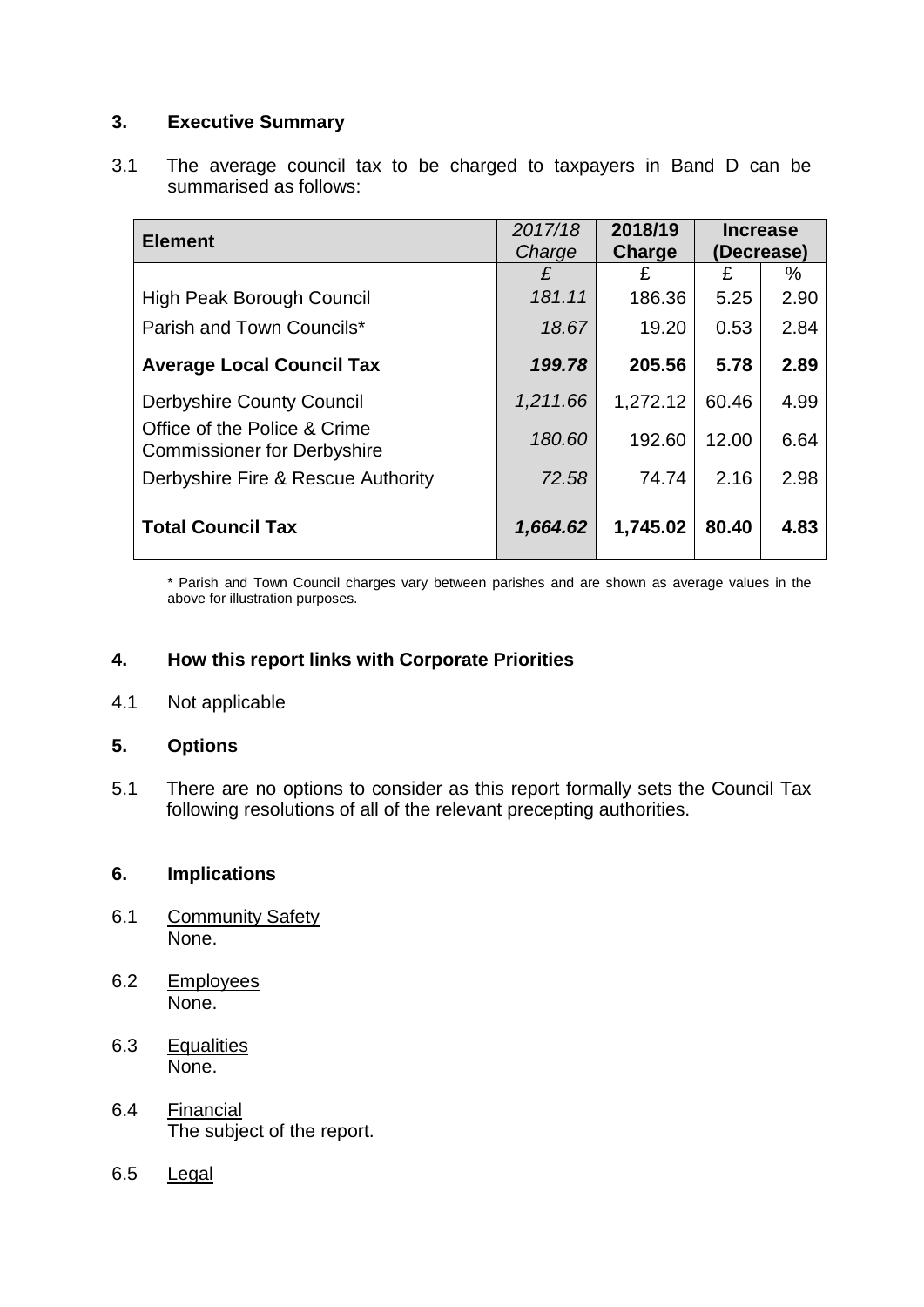## 3. Executive Summary

3.1 The average council tax to be charged to taxpayers in Band D can be summarised as follows:

| Element | *2017/18 Charge* | **2018/19 Charge** | **Increase (Decrease)** | |
|---|---|---|---|---|
| | *£* | £ | £ | % |
| High Peak Borough Council | *181.11* | 186.36 | 5.25 | 2.90 |
| Parish and Town Councils* | *18.67* | 19.20 | 0.53 | 2.84 |
| **Average Local Council Tax** | ***199.78*** | **205.56** | **5.78** | **2.89** |
| Derbyshire County Council | *1,211.66* | 1,272.12 | 60.46 | 4.99 |
| Office of the Police & Crime Commissioner for Derbyshire | *180.60* | 192.60 | 12.00 | 6.64 |
| Derbyshire Fire & Rescue Authority | *72.58* | 74.74 | 2.16 | 2.98 |
| **Total Council Tax** | ***1,664.62*** | **1,745.02** | **80.40** | **4.83** |

* Parish and Town Council charges vary between parishes and are shown as average values in the above for illustration purposes.

## 4. How this report links with Corporate Priorities

4.1 Not applicable

## 5. Options

5.1 There are no options to consider as this report formally sets the Council Tax following resolutions of all of the relevant precepting authorities.

## 6. Implications

6.1 Community Safety
None.

6.2 Employees
None.

6.3 Equalities
None.

6.4 Financial
The subject of the report.

6.5 Legal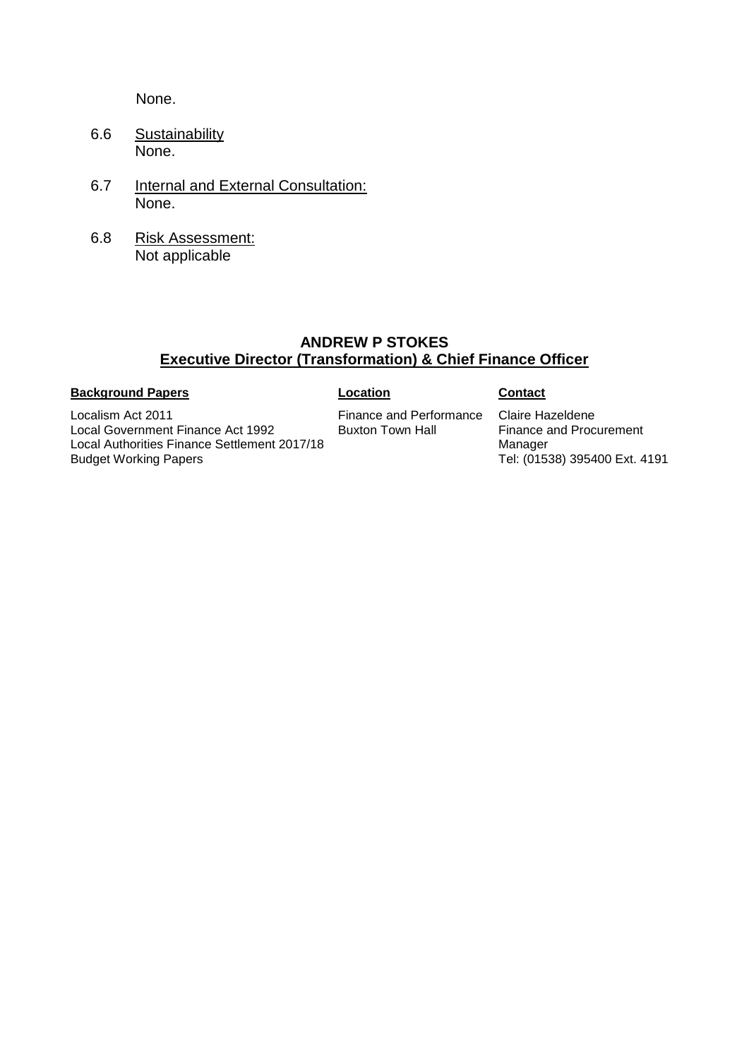None.

6.6 Sustainability
None.

6.7 Internal and External Consultation:
None.

6.8 Risk Assessment:
Not applicable

**ANDREW P STOKES**
**Executive Director (Transformation) & Chief Finance Officer**

| **Background Papers** | **Location** | **Contact** |
| --- | --- | --- |
| Localism Act 2011<br>Local Government Finance Act 1992<br>Local Authorities Finance Settlement 2017/18<br>Budget Working Papers | Finance and Performance<br>Buxton Town Hall | Claire Hazeldene<br>Finance and Procurement Manager<br>Tel: (01538) 395400 Ext. 4191 |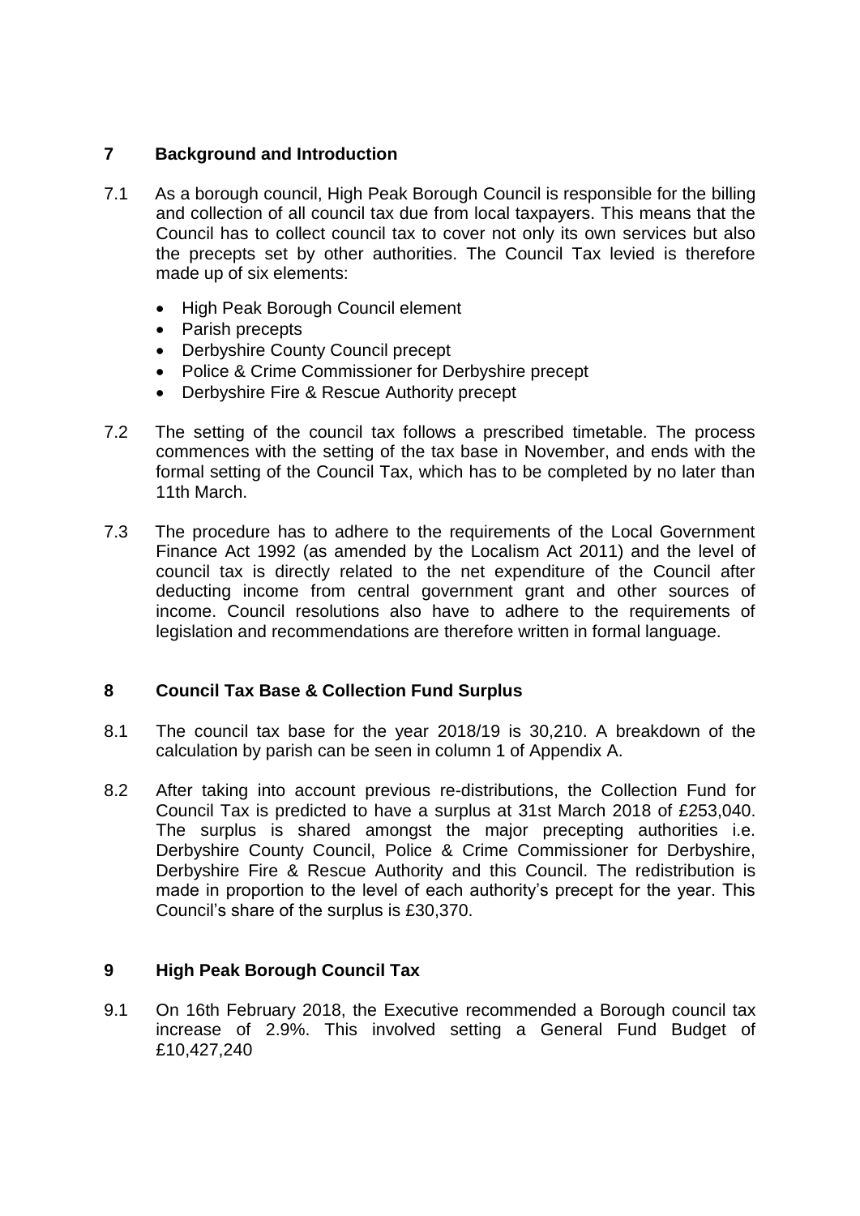## 7 Background and Introduction

7.1 As a borough council, High Peak Borough Council is responsible for the billing and collection of all council tax due from local taxpayers. This means that the Council has to collect council tax to cover not only its own services but also the precepts set by other authorities. The Council Tax levied is therefore made up of six elements:

- High Peak Borough Council element
- Parish precepts
- Derbyshire County Council precept
- Police & Crime Commissioner for Derbyshire precept
- Derbyshire Fire & Rescue Authority precept

7.2 The setting of the council tax follows a prescribed timetable. The process commences with the setting of the tax base in November, and ends with the formal setting of the Council Tax, which has to be completed by no later than 11th March.

7.3 The procedure has to adhere to the requirements of the Local Government Finance Act 1992 (as amended by the Localism Act 2011) and the level of council tax is directly related to the net expenditure of the Council after deducting income from central government grant and other sources of income. Council resolutions also have to adhere to the requirements of legislation and recommendations are therefore written in formal language.

## 8 Council Tax Base & Collection Fund Surplus

8.1 The council tax base for the year 2018/19 is 30,210. A breakdown of the calculation by parish can be seen in column 1 of Appendix A.

8.2 After taking into account previous re-distributions, the Collection Fund for Council Tax is predicted to have a surplus at 31st March 2018 of £253,040. The surplus is shared amongst the major precepting authorities i.e. Derbyshire County Council, Police & Crime Commissioner for Derbyshire, Derbyshire Fire & Rescue Authority and this Council. The redistribution is made in proportion to the level of each authority's precept for the year. This Council's share of the surplus is £30,370.

## 9 High Peak Borough Council Tax

9.1 On 16th February 2018, the Executive recommended a Borough council tax increase of 2.9%. This involved setting a General Fund Budget of £10,427,240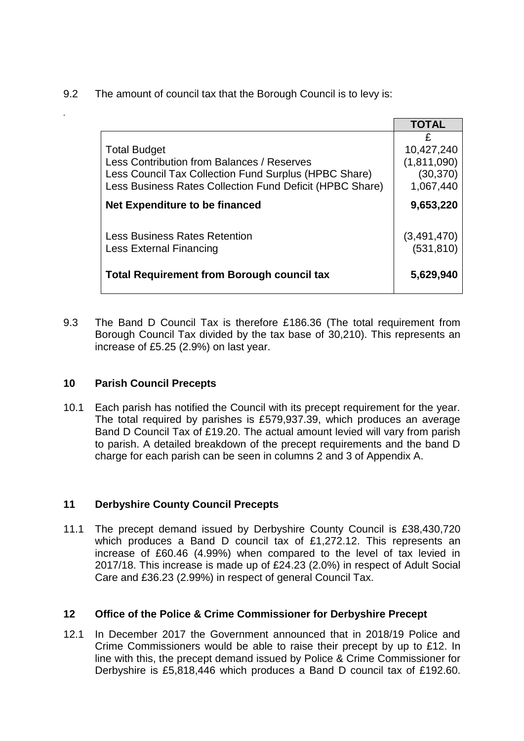9.2 The amount of council tax that the Borough Council is to levy is:

|  | **TOTAL** |
|---|---|
|  | £ |
| Total Budget | 10,427,240 |
| Less Contribution from Balances / Reserves | (1,811,090) |
| Less Council Tax Collection Fund Surplus (HPBC Share) | (30,370) |
| Less Business Rates Collection Fund Deficit (HPBC Share) | 1,067,440 |
| **Net Expenditure to be financed** | **9,653,220** |
| Less Business Rates Retention | (3,491,470) |
| Less External Financing | (531,810) |
| **Total Requirement from Borough council tax** | **5,629,940** |

9.3 The Band D Council Tax is therefore £186.36 (The total requirement from Borough Council Tax divided by the tax base of 30,210). This represents an increase of £5.25 (2.9%) on last year.

## 10 Parish Council Precepts

10.1 Each parish has notified the Council with its precept requirement for the year. The total required by parishes is £579,937.39, which produces an average Band D Council Tax of £19.20. The actual amount levied will vary from parish to parish. A detailed breakdown of the precept requirements and the band D charge for each parish can be seen in columns 2 and 3 of Appendix A.

## 11 Derbyshire County Council Precepts

11.1 The precept demand issued by Derbyshire County Council is £38,430,720 which produces a Band D council tax of £1,272.12. This represents an increase of £60.46 (4.99%) when compared to the level of tax levied in 2017/18. This increase is made up of £24.23 (2.0%) in respect of Adult Social Care and £36.23 (2.99%) in respect of general Council Tax.

## 12 Office of the Police & Crime Commissioner for Derbyshire Precept

12.1 In December 2017 the Government announced that in 2018/19 Police and Crime Commissioners would be able to raise their precept by up to £12. In line with this, the precept demand issued by Police & Crime Commissioner for Derbyshire is £5,818,446 which produces a Band D council tax of £192.60.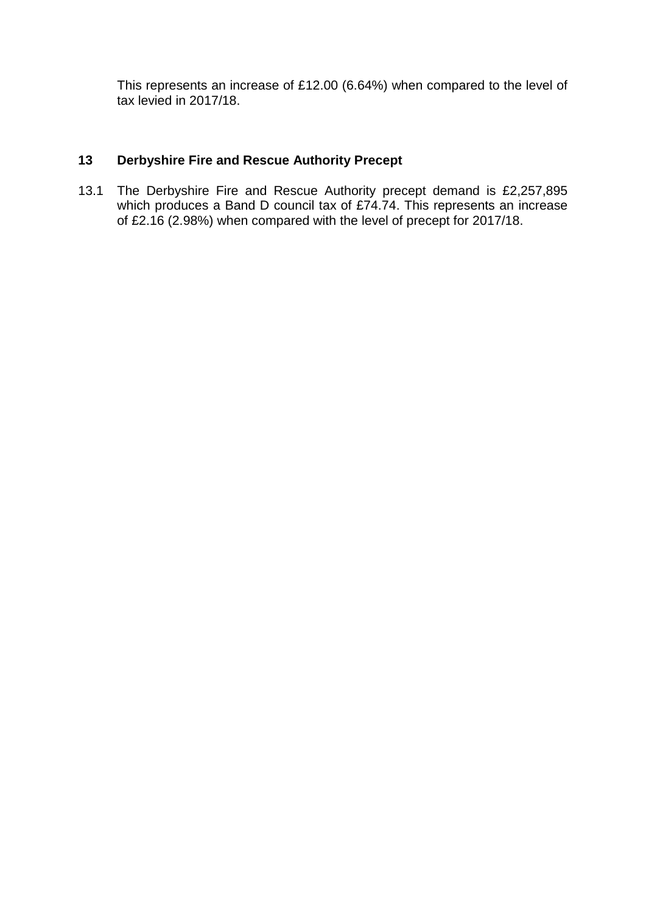This represents an increase of £12.00 (6.64%) when compared to the level of tax levied in 2017/18.

## 13 Derbyshire Fire and Rescue Authority Precept

13.1 The Derbyshire Fire and Rescue Authority precept demand is £2,257,895 which produces a Band D council tax of £74.74. This represents an increase of £2.16 (2.98%) when compared with the level of precept for 2017/18.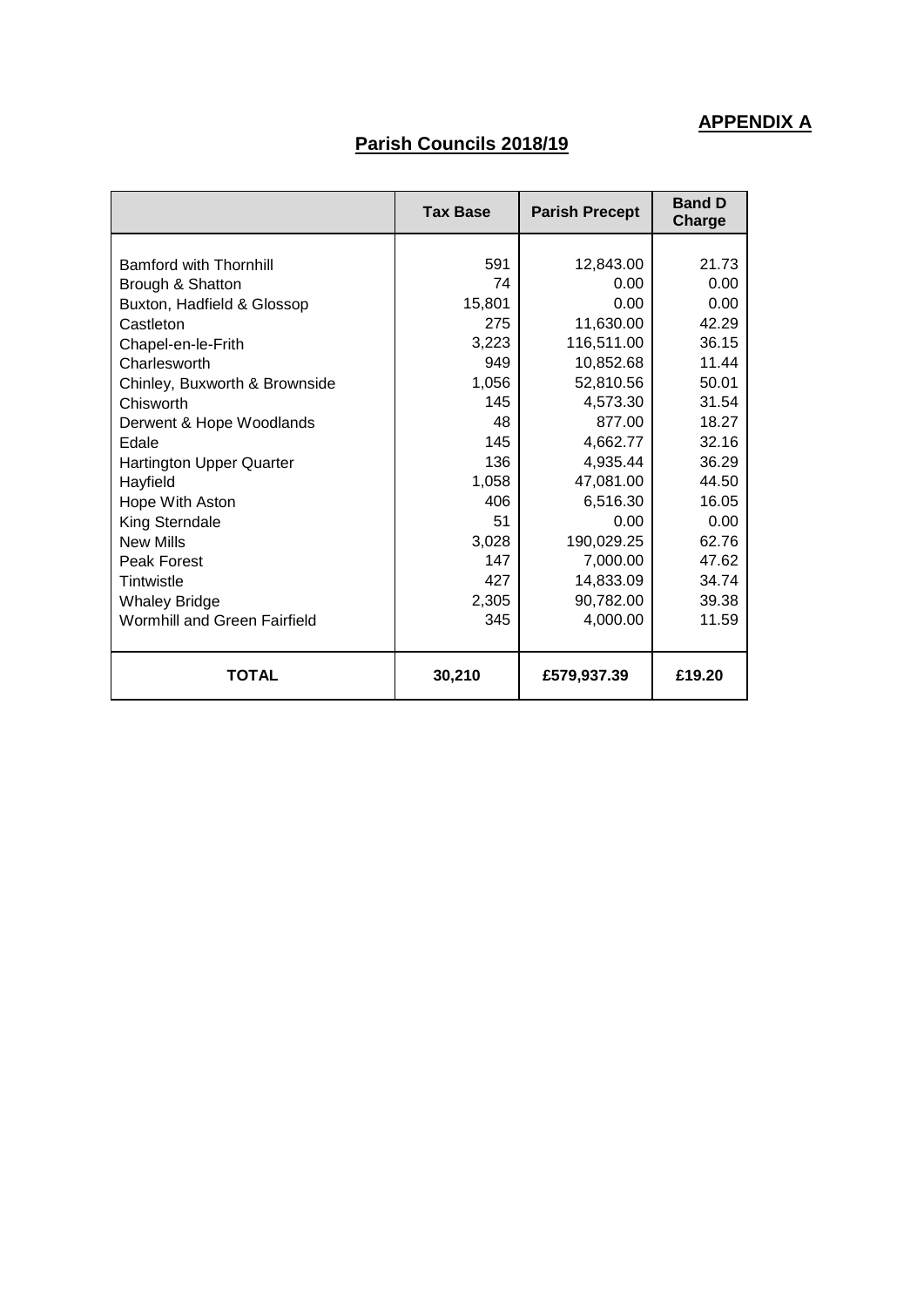**APPENDIX A**

## Parish Councils 2018/19

| | Tax Base | Parish Precept | Band D Charge |
|---|---|---|---|
| Bamford with Thornhill | 591 | 12,843.00 | 21.73 |
| Brough & Shatton | 74 | 0.00 | 0.00 |
| Buxton, Hadfield & Glossop | 15,801 | 0.00 | 0.00 |
| Castleton | 275 | 11,630.00 | 42.29 |
| Chapel-en-le-Frith | 3,223 | 116,511.00 | 36.15 |
| Charlesworth | 949 | 10,852.68 | 11.44 |
| Chinley, Buxworth & Brownside | 1,056 | 52,810.56 | 50.01 |
| Chisworth | 145 | 4,573.30 | 31.54 |
| Derwent & Hope Woodlands | 48 | 877.00 | 18.27 |
| Edale | 145 | 4,662.77 | 32.16 |
| Hartington Upper Quarter | 136 | 4,935.44 | 36.29 |
| Hayfield | 1,058 | 47,081.00 | 44.50 |
| Hope With Aston | 406 | 6,516.30 | 16.05 |
| King Sterndale | 51 | 0.00 | 0.00 |
| New Mills | 3,028 | 190,029.25 | 62.76 |
| Peak Forest | 147 | 7,000.00 | 47.62 |
| Tintwistle | 427 | 14,833.09 | 34.74 |
| Whaley Bridge | 2,305 | 90,782.00 | 39.38 |
| Wormhill and Green Fairfield | 345 | 4,000.00 | 11.59 |
| **TOTAL** | **30,210** | **£579,937.39** | **£19.20** |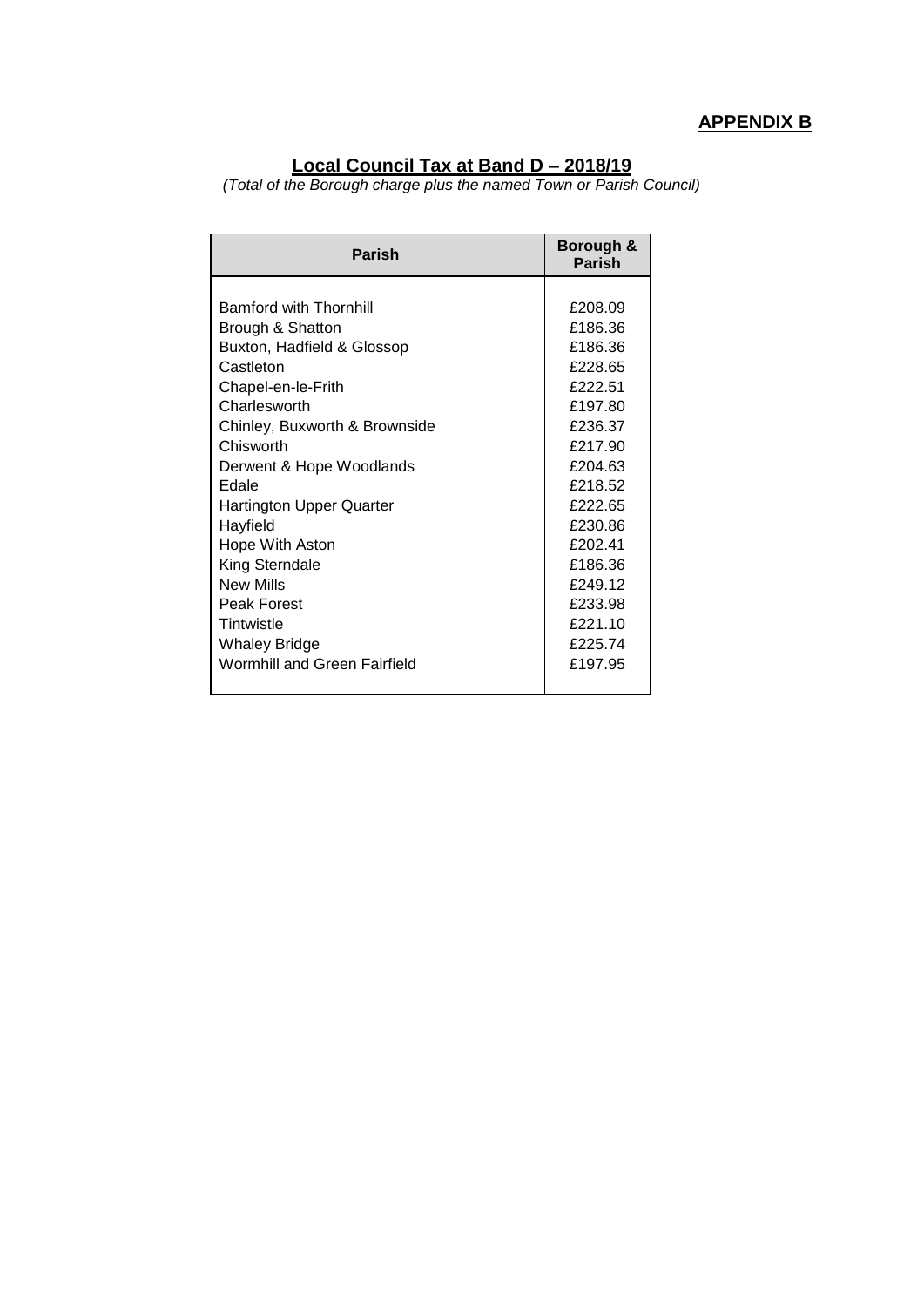**APPENDIX B**

## Local Council Tax at Band D – 2018/19

*(Total of the Borough charge plus the named Town or Parish Council)*

| Parish | Borough & Parish |
| --- | --- |
| Bamford with Thornhill | £208.09 |
| Brough & Shatton | £186.36 |
| Buxton, Hadfield & Glossop | £186.36 |
| Castleton | £228.65 |
| Chapel-en-le-Frith | £222.51 |
| Charlesworth | £197.80 |
| Chinley, Buxworth & Brownside | £236.37 |
| Chisworth | £217.90 |
| Derwent & Hope Woodlands | £204.63 |
| Edale | £218.52 |
| Hartington Upper Quarter | £222.65 |
| Hayfield | £230.86 |
| Hope With Aston | £202.41 |
| King Sterndale | £186.36 |
| New Mills | £249.12 |
| Peak Forest | £233.98 |
| Tintwistle | £221.10 |
| Whaley Bridge | £225.74 |
| Wormhill and Green Fairfield | £197.95 |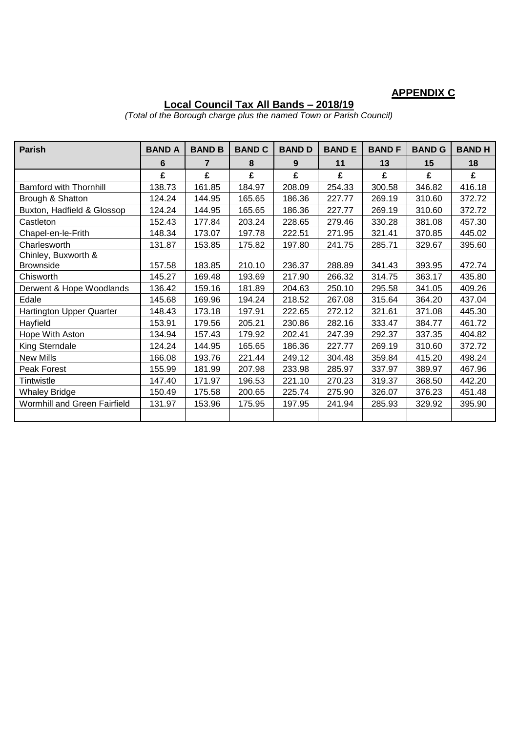**APPENDIX C**

## Local Council Tax All Bands – 2018/19

*(Total of the Borough charge plus the named Town or Parish Council)*

| Parish | BAND A | BAND B | BAND C | BAND D | BAND E | BAND F | BAND G | BAND H |
|---|---|---|---|---|---|---|---|---|
| | 6 | 7 | 8 | 9 | 11 | 13 | 15 | 18 |
| | £ | £ | £ | £ | £ | £ | £ | £ |
| Bamford with Thornhill | 138.73 | 161.85 | 184.97 | 208.09 | 254.33 | 300.58 | 346.82 | 416.18 |
| Brough & Shatton | 124.24 | 144.95 | 165.65 | 186.36 | 227.77 | 269.19 | 310.60 | 372.72 |
| Buxton, Hadfield & Glossop | 124.24 | 144.95 | 165.65 | 186.36 | 227.77 | 269.19 | 310.60 | 372.72 |
| Castleton | 152.43 | 177.84 | 203.24 | 228.65 | 279.46 | 330.28 | 381.08 | 457.30 |
| Chapel-en-le-Frith | 148.34 | 173.07 | 197.78 | 222.51 | 271.95 | 321.41 | 370.85 | 445.02 |
| Charlesworth | 131.87 | 153.85 | 175.82 | 197.80 | 241.75 | 285.71 | 329.67 | 395.60 |
| Chinley, Buxworth & Brownside | 157.58 | 183.85 | 210.10 | 236.37 | 288.89 | 341.43 | 393.95 | 472.74 |
| Chisworth | 145.27 | 169.48 | 193.69 | 217.90 | 266.32 | 314.75 | 363.17 | 435.80 |
| Derwent & Hope Woodlands | 136.42 | 159.16 | 181.89 | 204.63 | 250.10 | 295.58 | 341.05 | 409.26 |
| Edale | 145.68 | 169.96 | 194.24 | 218.52 | 267.08 | 315.64 | 364.20 | 437.04 |
| Hartington Upper Quarter | 148.43 | 173.18 | 197.91 | 222.65 | 272.12 | 321.61 | 371.08 | 445.30 |
| Hayfield | 153.91 | 179.56 | 205.21 | 230.86 | 282.16 | 333.47 | 384.77 | 461.72 |
| Hope With Aston | 134.94 | 157.43 | 179.92 | 202.41 | 247.39 | 292.37 | 337.35 | 404.82 |
| King Sterndale | 124.24 | 144.95 | 165.65 | 186.36 | 227.77 | 269.19 | 310.60 | 372.72 |
| New Mills | 166.08 | 193.76 | 221.44 | 249.12 | 304.48 | 359.84 | 415.20 | 498.24 |
| Peak Forest | 155.99 | 181.99 | 207.98 | 233.98 | 285.97 | 337.97 | 389.97 | 467.96 |
| Tintwistle | 147.40 | 171.97 | 196.53 | 221.10 | 270.23 | 319.37 | 368.50 | 442.20 |
| Whaley Bridge | 150.49 | 175.58 | 200.65 | 225.74 | 275.90 | 326.07 | 376.23 | 451.48 |
| Wormhill and Green Fairfield | 131.97 | 153.96 | 175.95 | 197.95 | 241.94 | 285.93 | 329.92 | 395.90 |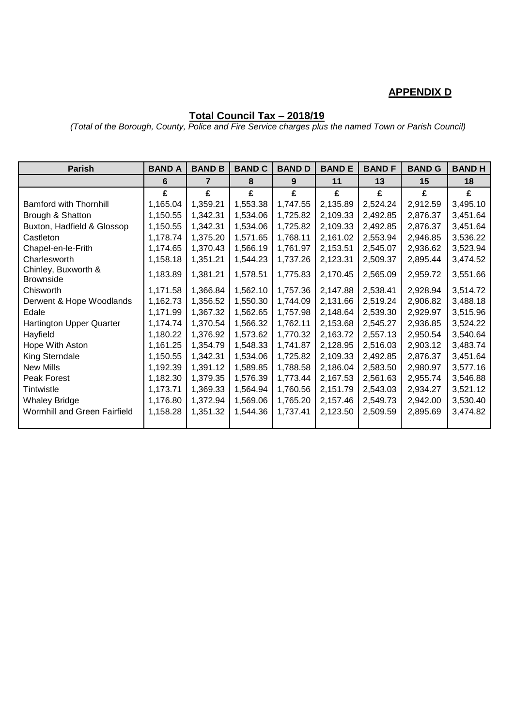**APPENDIX D**

## Total Council Tax – 2018/19

*(Total of the Borough, County, Police and Fire Service charges plus the named Town or Parish Council)*

| Parish | BAND A | BAND B | BAND C | BAND D | BAND E | BAND F | BAND G | BAND H |
|---|---|---|---|---|---|---|---|---|
| | 6 | 7 | 8 | 9 | 11 | 13 | 15 | 18 |
| | £ | £ | £ | £ | £ | £ | £ | £ |
| Bamford with Thornhill | 1,165.04 | 1,359.21 | 1,553.38 | 1,747.55 | 2,135.89 | 2,524.24 | 2,912.59 | 3,495.10 |
| Brough & Shatton | 1,150.55 | 1,342.31 | 1,534.06 | 1,725.82 | 2,109.33 | 2,492.85 | 2,876.37 | 3,451.64 |
| Buxton, Hadfield & Glossop | 1,150.55 | 1,342.31 | 1,534.06 | 1,725.82 | 2,109.33 | 2,492.85 | 2,876.37 | 3,451.64 |
| Castleton | 1,178.74 | 1,375.20 | 1,571.65 | 1,768.11 | 2,161.02 | 2,553.94 | 2,946.85 | 3,536.22 |
| Chapel-en-le-Frith | 1,174.65 | 1,370.43 | 1,566.19 | 1,761.97 | 2,153.51 | 2,545.07 | 2,936.62 | 3,523.94 |
| Charlesworth | 1,158.18 | 1,351.21 | 1,544.23 | 1,737.26 | 2,123.31 | 2,509.37 | 2,895.44 | 3,474.52 |
| Chinley, Buxworth & Brownside | 1,183.89 | 1,381.21 | 1,578.51 | 1,775.83 | 2,170.45 | 2,565.09 | 2,959.72 | 3,551.66 |
| Chisworth | 1,171.58 | 1,366.84 | 1,562.10 | 1,757.36 | 2,147.88 | 2,538.41 | 2,928.94 | 3,514.72 |
| Derwent & Hope Woodlands | 1,162.73 | 1,356.52 | 1,550.30 | 1,744.09 | 2,131.66 | 2,519.24 | 2,906.82 | 3,488.18 |
| Edale | 1,171.99 | 1,367.32 | 1,562.65 | 1,757.98 | 2,148.64 | 2,539.30 | 2,929.97 | 3,515.96 |
| Hartington Upper Quarter | 1,174.74 | 1,370.54 | 1,566.32 | 1,762.11 | 2,153.68 | 2,545.27 | 2,936.85 | 3,524.22 |
| Hayfield | 1,180.22 | 1,376.92 | 1,573.62 | 1,770.32 | 2,163.72 | 2,557.13 | 2,950.54 | 3,540.64 |
| Hope With Aston | 1,161.25 | 1,354.79 | 1,548.33 | 1,741.87 | 2,128.95 | 2,516.03 | 2,903.12 | 3,483.74 |
| King Sterndale | 1,150.55 | 1,342.31 | 1,534.06 | 1,725.82 | 2,109.33 | 2,492.85 | 2,876.37 | 3,451.64 |
| New Mills | 1,192.39 | 1,391.12 | 1,589.85 | 1,788.58 | 2,186.04 | 2,583.50 | 2,980.97 | 3,577.16 |
| Peak Forest | 1,182.30 | 1,379.35 | 1,576.39 | 1,773.44 | 2,167.53 | 2,561.63 | 2,955.74 | 3,546.88 |
| Tintwistle | 1,173.71 | 1,369.33 | 1,564.94 | 1,760.56 | 2,151.79 | 2,543.03 | 2,934.27 | 3,521.12 |
| Whaley Bridge | 1,176.80 | 1,372.94 | 1,569.06 | 1,765.20 | 2,157.46 | 2,549.73 | 2,942.00 | 3,530.40 |
| Wormhill and Green Fairfield | 1,158.28 | 1,351.32 | 1,544.36 | 1,737.41 | 2,123.50 | 2,509.59 | 2,895.69 | 3,474.82 |